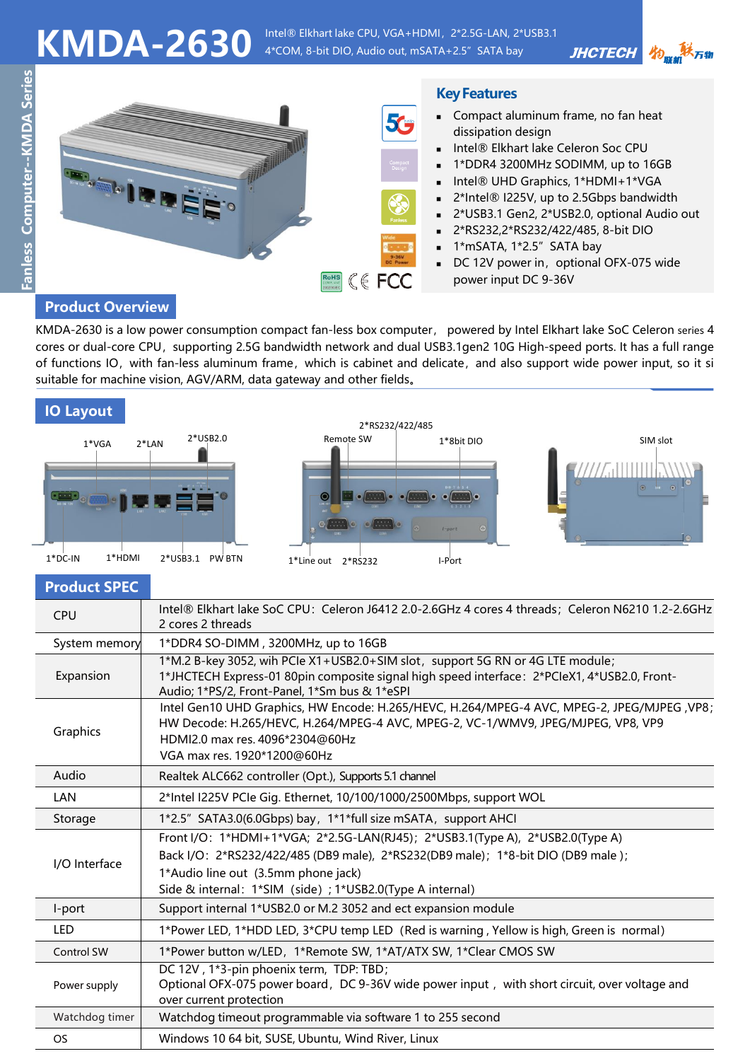# KMDA-2630

Intel® Elkhart lake CPU, VGA+HDMI，2*2.5G-LAN, 2*USB3.1
4*COM, 8-bit DIO, Audio out, mSATA+2.5" SATA bay

Fanless Computer--KMDA Series

## Key Features

- Compact aluminum frame, no fan heat dissipation design
- Intel® Elkhart lake Celeron Soc CPU
- 1*DDR4 3200MHz SODIMM, up to 16GB
- Intel® UHD Graphics, 1*HDMI+1*VGA
- 2*Intel® I225V, up to 2.5Gbps bandwidth
- 2*USB3.1 Gen2, 2*USB2.0, optional Audio out
- 2*RS232,2*RS232/422/485, 8-bit DIO
- 1*mSATA, 1*2.5" SATA bay
- DC 12V power in，optional OFX-075 wide power input DC 9-36V

## Product Overview

KMDA-2630 is a low power consumption compact fan-less box computer， powered by Intel Elkhart lake SoC Celeron series 4 cores or dual-core CPU，supporting 2.5G bandwidth network and dual USB3.1gen2 10G High-speed ports. It has a full range of functions IO，with fan-less aluminum frame，which is cabinet and delicate，and also support wide power input, so it si suitable for machine vision, AGV/ARM, data gateway and other fields。

## IO Layout

1*VGA, 2*LAN, 2*USB2.0, 1*DC-IN, 1*HDMI, 2*USB3.1, PW BTN

2*RS232/422/485, Remote SW, 1*8bit DIO, 1*Line out, 2*RS232, I-Port

SIM slot

## Product SPEC

| | |
|---|---|
| CPU | Intel® Elkhart lake SoC CPU：Celeron J6412 2.0-2.6GHz 4 cores 4 threads；Celeron N6210 1.2-2.6GHz 2 cores 2 threads |
| System memory | 1*DDR4 SO-DIMM , 3200MHz, up to 16GB |
| Expansion | 1*M.2 B-key 3052, wih PCIe X1+USB2.0+SIM slot，support 5G RN or 4G LTE module；<br>1*JHCTECH Express-01 80pin composite signal high speed interface：2*PCIeX1, 4*USB2.0, Front-Audio; 1*PS/2, Front-Panel, 1*Sm bus & 1*eSPI |
| Graphics | Intel Gen10 UHD Graphics, HW Encode: H.265/HEVC, H.264/MPEG-4 AVC, MPEG-2, JPEG/MJPEG ,VP8;<br>HW Decode: H.265/HEVC, H.264/MPEG-4 AVC, MPEG-2, VC-1/WMV9, JPEG/MJPEG, VP8, VP9<br>HDMI2.0 max res. 4096*2304@60Hz<br>VGA max res. 1920*1200@60Hz |
| Audio | Realtek ALC662 controller (Opt.), Supports 5.1 channel |
| LAN | 2*Intel I225V PCIe Gig. Ethernet, 10/100/1000/2500Mbps, support WOL |
| Storage | 1*2.5" SATA3.0(6.0Gbps) bay，1*1*full size mSATA，support AHCI |
| I/O Interface | Front I/O：1*HDMI+1*VGA；2*2.5G-LAN(RJ45)；2*USB3.1(Type A)，2*USB2.0(Type A)<br>Back I/O：2*RS232/422/485 (DB9 male)，2*RS232(DB9 male)；1*8-bit DIO (DB9 male )；<br>1*Audio line out (3.5mm phone jack)<br>Side & internal：1*SIM (side) ; 1*USB2.0(Type A internal) |
| I-port | Support internal 1*USB2.0 or M.2 3052 and ect expansion module |
| LED | 1*Power LED, 1*HDD LED, 3*CPU temp LED（Red is warning , Yellow is high, Green is normal） |
| Control SW | 1*Power button w/LED，1*Remote SW, 1*AT/ATX SW, 1*Clear CMOS SW |
| Power supply | DC 12V , 1*3-pin phoenix term, TDP: TBD；<br>Optional OFX-075 power board，DC 9-36V wide power input， with short circuit, over voltage and over current protection |
| Watchdog timer | Watchdog timeout programmable via software 1 to 255 second |
| OS | Windows 10 64 bit, SUSE, Ubuntu, Wind River, Linux |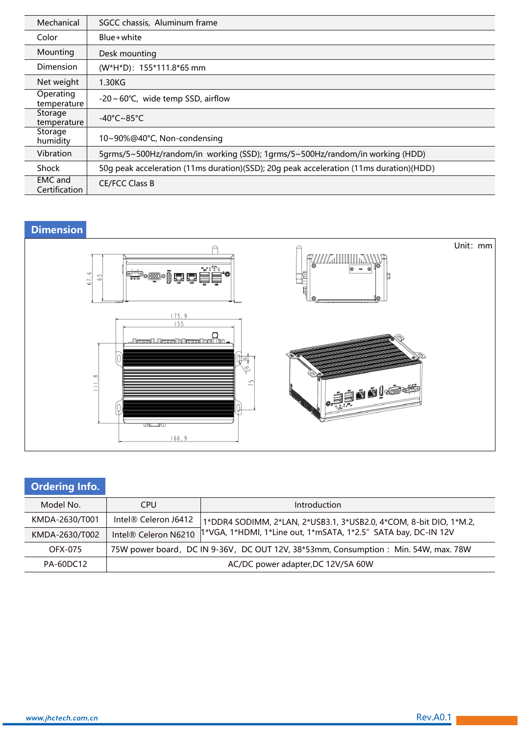| | |
|---|---|
| Mechanical | SGCC chassis, Aluminum frame |
| Color | Blue+white |
| Mounting | Desk mounting |
| Dimension | (W*H*D)：155*111.8*65 mm |
| Net weight | 1.30KG |
| Operating temperature | -20～60℃, wide temp SSD, airflow |
| Storage temperature | -40°C~85°C |
| Storage humidity | 10~90%@40°C, Non-condensing |
| Vibration | 5grms/5~500Hz/random/in working (SSD); 1grms/5~500Hz/random/in working (HDD) |
| Shock | 50g peak acceleration (11ms duration)(SSD); 20g peak acceleration (11ms duration)(HDD) |
| EMC and Certification | CE/FCC Class B |

## Dimension

Unit：mm

67.6
65
175.9
155
111.8
75
166.9

## Ordering Info.

| Model No. | CPU | Introduction |
|---|---|---|
| KMDA-2630/T001 | Intel® Celeron J6412 | 1*DDR4 SODIMM, 2*LAN, 2*USB3.1, 3*USB2.0, 4*COM, 8-bit DIO, 1*M.2, 1*VGA, 1*HDMI, 1*Line out, 1*mSATA, 1*2.5" SATA bay, DC-IN 12V |
| KMDA-2630/T002 | Intel® Celeron N6210 | |
| OFX-075 | 75W power board，DC IN 9-36V，DC OUT 12V, 38*53mm, Consumption：Min. 54W, max. 78W | |
| PA-60DC12 | AC/DC power adapter,DC 12V/5A 60W | |

www.jhctech.com.cn

Rev.A0.1